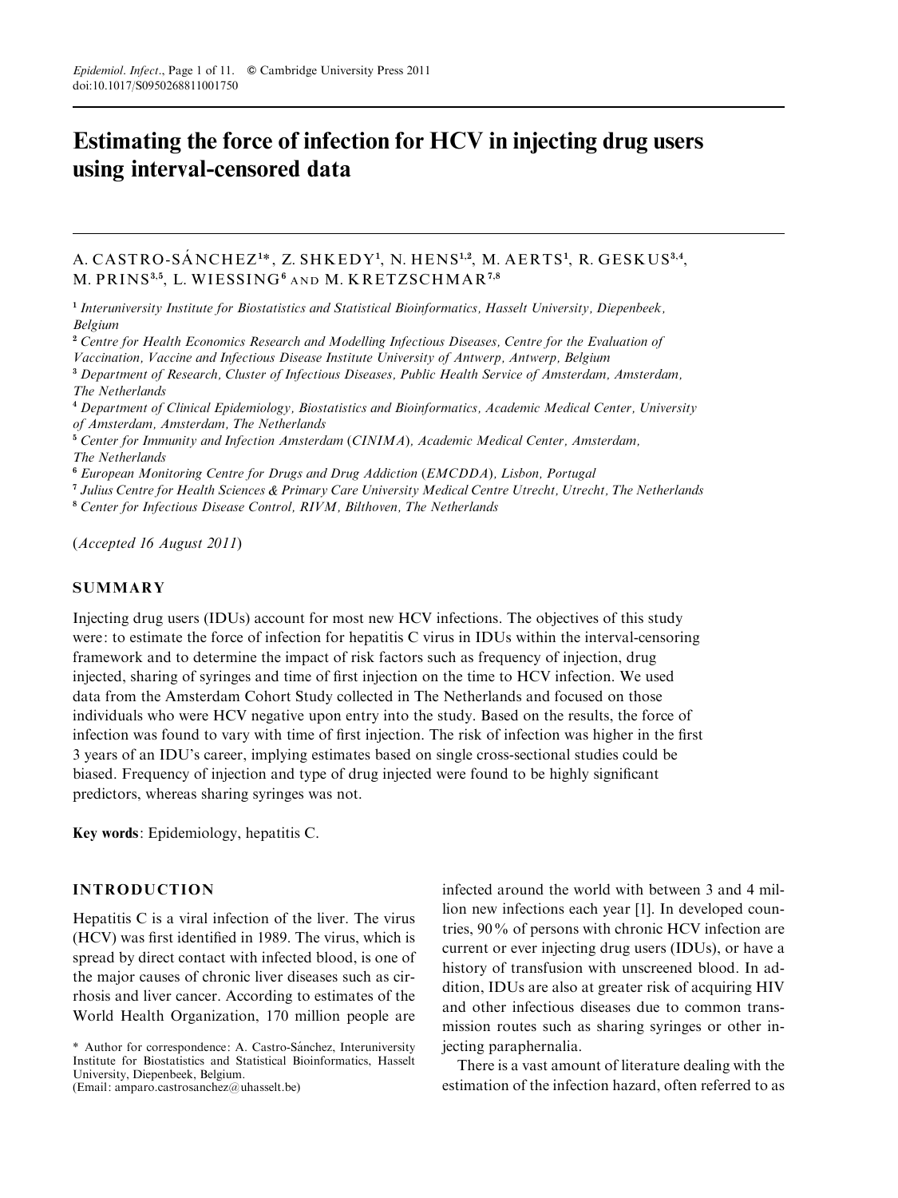# Estimating the force of infection for HCV in injecting drug users using interval-censored data

A. CASTRO-SÁNCHEZ[1]*, Z. SHKEDY[1], N. HENS[1,2], M. AERTS[1], R. GESKUS[3,4], M. PRINS[3,5], L. WIESSING[6] AND M. KRETZSCHMAR[7,8]

[1] *Interuniversity Institute for Biostatistics and Statistical Bioinformatics, Hasselt University, Diepenbeek, Belgium*

[2] *Centre for Health Economics Research and Modelling Infectious Diseases, Centre for the Evaluation of Vaccination, Vaccine and Infectious Disease Institute University of Antwerp, Antwerp, Belgium*

[3] *Department of Research, Cluster of Infectious Diseases, Public Health Service of Amsterdam, Amsterdam, The Netherlands*

[4] *Department of Clinical Epidemiology, Biostatistics and Bioinformatics, Academic Medical Center, University of Amsterdam, Amsterdam, The Netherlands*

[5] *Center for Immunity and Infection Amsterdam (CINIMA), Academic Medical Center, Amsterdam, The Netherlands*

[6] *European Monitoring Centre for Drugs and Drug Addiction (EMCDDA), Lisbon, Portugal*

[7] *Julius Centre for Health Sciences & Primary Care University Medical Centre Utrecht, Utrecht, The Netherlands*

[8] *Center for Infectious Disease Control, RIVM, Bilthoven, The Netherlands*

(*Accepted 16 August 2011*)

## SUMMARY

Injecting drug users (IDUs) account for most new HCV infections. The objectives of this study were: to estimate the force of infection for hepatitis C virus in IDUs within the interval-censoring framework and to determine the impact of risk factors such as frequency of injection, drug injected, sharing of syringes and time of first injection on the time to HCV infection. We used data from the Amsterdam Cohort Study collected in The Netherlands and focused on those individuals who were HCV negative upon entry into the study. Based on the results, the force of infection was found to vary with time of first injection. The risk of infection was higher in the first 3 years of an IDU's career, implying estimates based on single cross-sectional studies could be biased. Frequency of injection and type of drug injected were found to be highly significant predictors, whereas sharing syringes was not.

**Key words**: Epidemiology, hepatitis C.

## INTRODUCTION

Hepatitis C is a viral infection of the liver. The virus (HCV) was first identified in 1989. The virus, which is spread by direct contact with infected blood, is one of the major causes of chronic liver diseases such as cirrhosis and liver cancer. According to estimates of the World Health Organization, 170 million people are infected around the world with between 3 and 4 million new infections each year [1]. In developed countries, 90% of persons with chronic HCV infection are current or ever injecting drug users (IDUs), or have a history of transfusion with unscreened blood. In addition, IDUs are also at greater risk of acquiring HIV and other infectious diseases due to common transmission routes such as sharing syringes or other injecting paraphernalia.

There is a vast amount of literature dealing with the estimation of the infection hazard, often referred to as

\* Author for correspondence: A. Castro-Sánchez, Interuniversity Institute for Biostatistics and Statistical Bioinformatics, Hasselt University, Diepenbeek, Belgium.
(Email: amparo.castrosanchez@uhasselt.be)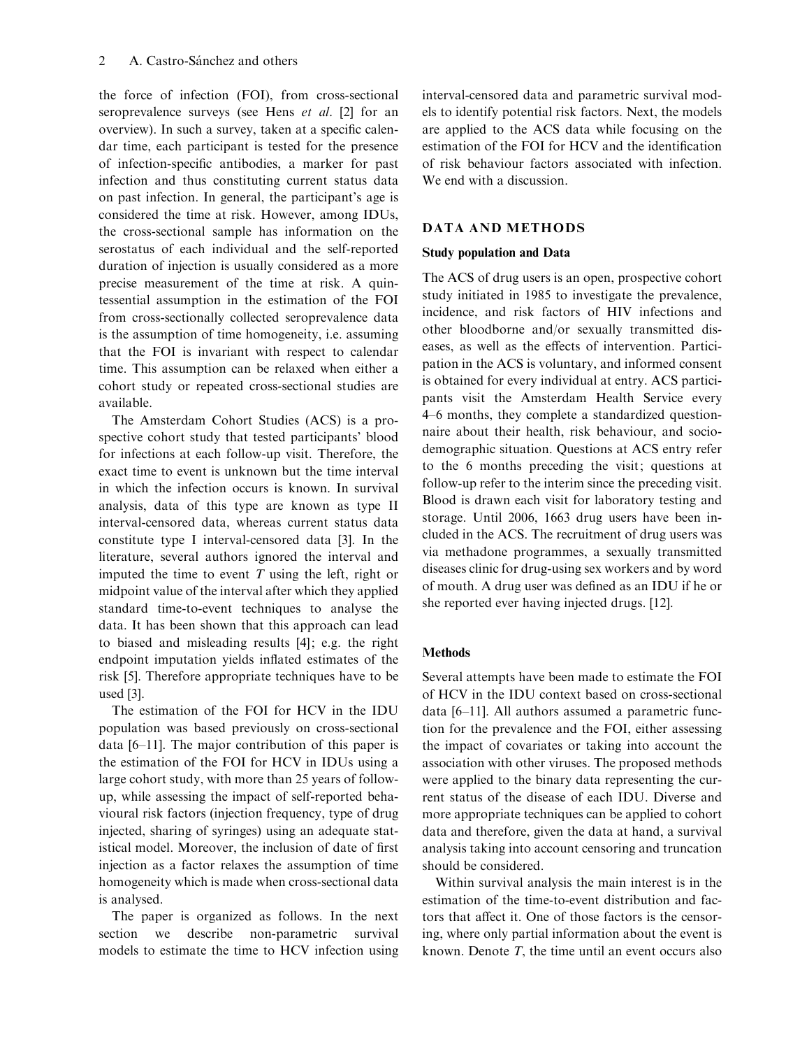the force of infection (FOI), from cross-sectional seroprevalence surveys (see Hens *et al*. [2] for an overview). In such a survey, taken at a specific calendar time, each participant is tested for the presence of infection-specific antibodies, a marker for past infection and thus constituting current status data on past infection. In general, the participant's age is considered the time at risk. However, among IDUs, the cross-sectional sample has information on the serostatus of each individual and the self-reported duration of injection is usually considered as a more precise measurement of the time at risk. A quintessential assumption in the estimation of the FOI from cross-sectionally collected seroprevalence data is the assumption of time homogeneity, i.e. assuming that the FOI is invariant with respect to calendar time. This assumption can be relaxed when either a cohort study or repeated cross-sectional studies are available.

The Amsterdam Cohort Studies (ACS) is a prospective cohort study that tested participants' blood for infections at each follow-up visit. Therefore, the exact time to event is unknown but the time interval in which the infection occurs is known. In survival analysis, data of this type are known as type II interval-censored data, whereas current status data constitute type I interval-censored data [3]. In the literature, several authors ignored the interval and imputed the time to event $T$ using the left, right or midpoint value of the interval after which they applied standard time-to-event techniques to analyse the data. It has been shown that this approach can lead to biased and misleading results [4]; e.g. the right endpoint imputation yields inflated estimates of the risk [5]. Therefore appropriate techniques have to be used [3].

The estimation of the FOI for HCV in the IDU population was based previously on cross-sectional data [6–11]. The major contribution of this paper is the estimation of the FOI for HCV in IDUs using a large cohort study, with more than 25 years of follow-up, while assessing the impact of self-reported behavioural risk factors (injection frequency, type of drug injected, sharing of syringes) using an adequate statistical model. Moreover, the inclusion of date of first injection as a factor relaxes the assumption of time homogeneity which is made when cross-sectional data is analysed.

The paper is organized as follows. In the next section we describe non-parametric survival models to estimate the time to HCV infection using interval-censored data and parametric survival models to identify potential risk factors. Next, the models are applied to the ACS data while focusing on the estimation of the FOI for HCV and the identification of risk behaviour factors associated with infection. We end with a discussion.

## DATA AND METHODS

### Study population and Data

The ACS of drug users is an open, prospective cohort study initiated in 1985 to investigate the prevalence, incidence, and risk factors of HIV infections and other bloodborne and/or sexually transmitted diseases, as well as the effects of intervention. Participation in the ACS is voluntary, and informed consent is obtained for every individual at entry. ACS participants visit the Amsterdam Health Service every 4–6 months, they complete a standardized questionnaire about their health, risk behaviour, and sociodemographic situation. Questions at ACS entry refer to the 6 months preceding the visit; questions at follow-up refer to the interim since the preceding visit. Blood is drawn each visit for laboratory testing and storage. Until 2006, 1663 drug users have been included in the ACS. The recruitment of drug users was via methadone programmes, a sexually transmitted diseases clinic for drug-using sex workers and by word of mouth. A drug user was defined as an IDU if he or she reported ever having injected drugs. [12].

### Methods

Several attempts have been made to estimate the FOI of HCV in the IDU context based on cross-sectional data [6–11]. All authors assumed a parametric function for the prevalence and the FOI, either assessing the impact of covariates or taking into account the association with other viruses. The proposed methods were applied to the binary data representing the current status of the disease of each IDU. Diverse and more appropriate techniques can be applied to cohort data and therefore, given the data at hand, a survival analysis taking into account censoring and truncation should be considered.

Within survival analysis the main interest is in the estimation of the time-to-event distribution and factors that affect it. One of those factors is the censoring, where only partial information about the event is known. Denote $T$, the time until an event occurs also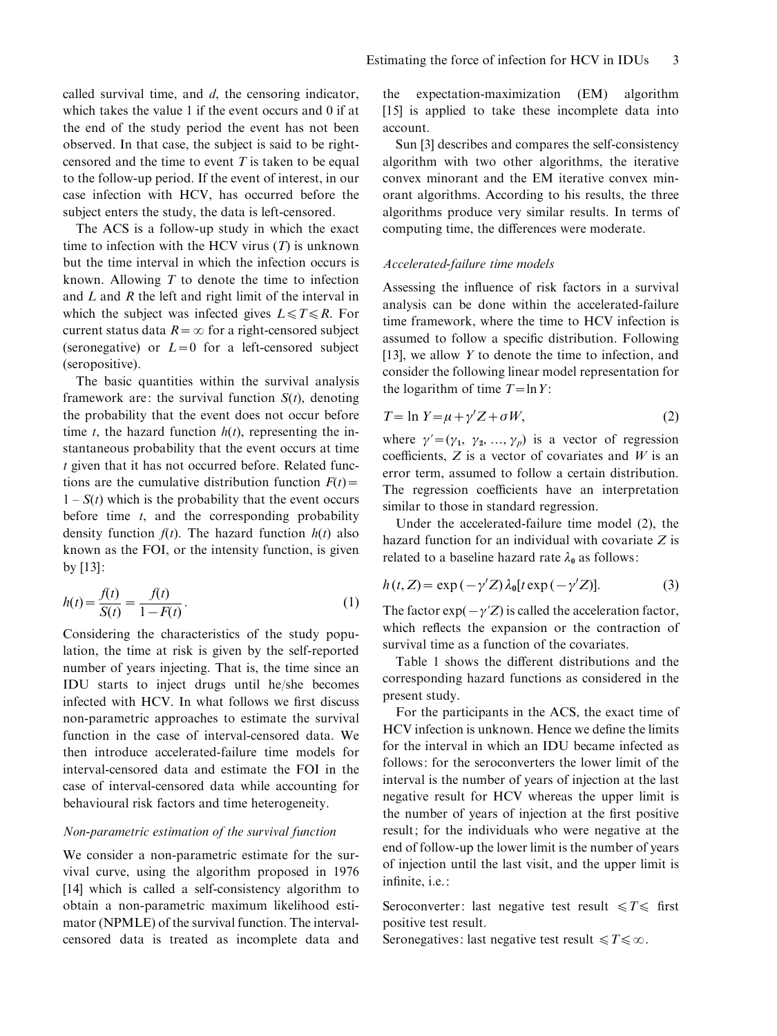called survival time, and $d$, the censoring indicator, which takes the value 1 if the event occurs and 0 if at the end of the study period the event has not been observed. In that case, the subject is said to be right-censored and the time to event $T$ is taken to be equal to the follow-up period. If the event of interest, in our case infection with HCV, has occurred before the subject enters the study, the data is left-censored.

The ACS is a follow-up study in which the exact time to infection with the HCV virus ($T$) is unknown but the time interval in which the infection occurs is known. Allowing $T$ to denote the time to infection and $L$ and $R$ the left and right limit of the interval in which the subject was infected gives $L \leqslant T \leqslant R$. For current status data $R = \infty$ for a right-censored subject (seronegative) or $L = 0$ for a left-censored subject (seropositive).

The basic quantities within the survival analysis framework are: the survival function $S(t)$, denoting the probability that the event does not occur before time $t$, the hazard function $h(t)$, representing the instantaneous probability that the event occurs at time $t$ given that it has not occurred before. Related functions are the cumulative distribution function $F(t) = 1 - S(t)$ which is the probability that the event occurs before time $t$, and the corresponding probability density function $f(t)$. The hazard function $h(t)$ also known as the FOI, or the intensity function, is given by [13]:

$$h(t) = \frac{f(t)}{S(t)} = \frac{f(t)}{1 - F(t)}. \tag{1}$$

Considering the characteristics of the study population, the time at risk is given by the self-reported number of years injecting. That is, the time since an IDU starts to inject drugs until he/she becomes infected with HCV. In what follows we first discuss non-parametric approaches to estimate the survival function in the case of interval-censored data. We then introduce accelerated-failure time models for interval-censored data and estimate the FOI in the case of interval-censored data while accounting for behavioural risk factors and time heterogeneity.

### *Non-parametric estimation of the survival function*

We consider a non-parametric estimate for the survival curve, using the algorithm proposed in 1976 [14] which is called a self-consistency algorithm to obtain a non-parametric maximum likelihood estimator (NPMLE) of the survival function. The interval-censored data is treated as incomplete data and the expectation-maximization (EM) algorithm [15] is applied to take these incomplete data into account.

Sun [3] describes and compares the self-consistency algorithm with two other algorithms, the iterative convex minorant and the EM iterative convex minorant algorithms. According to his results, the three algorithms produce very similar results. In terms of computing time, the differences were moderate.

### *Accelerated-failure time models*

Assessing the influence of risk factors in a survival analysis can be done within the accelerated-failure time framework, where the time to HCV infection is assumed to follow a specific distribution. Following [13], we allow $Y$ to denote the time to infection, and consider the following linear model representation for the logarithm of time $T = \ln Y$:

$$T = \ln Y = \mu + \gamma' Z + \sigma W, \tag{2}$$

where $\gamma' = (\gamma_1, \gamma_2, \ldots, \gamma_p)$ is a vector of regression coefficients, $Z$ is a vector of covariates and $W$ is an error term, assumed to follow a certain distribution. The regression coefficients have an interpretation similar to those in standard regression.

Under the accelerated-failure time model (2), the hazard function for an individual with covariate $Z$ is related to a baseline hazard rate $\lambda_0$ as follows:

$$h(t, Z) = \exp(-\gamma' Z)\, \lambda_0[t \exp(-\gamma' Z)]. \tag{3}$$

The factor $\exp(-\gamma' Z)$ is called the acceleration factor, which reflects the expansion or the contraction of survival time as a function of the covariates.

Table 1 shows the different distributions and the corresponding hazard functions as considered in the present study.

For the participants in the ACS, the exact time of HCV infection is unknown. Hence we define the limits for the interval in which an IDU became infected as follows: for the seroconverters the lower limit of the interval is the number of years of injection at the last negative result for HCV whereas the upper limit is the number of years of injection at the first positive result; for the individuals who were negative at the end of follow-up the lower limit is the number of years of injection until the last visit, and the upper limit is infinite, i.e.:

Seroconverter: last negative test result $\leqslant T \leqslant$ first positive test result.
Seronegatives: last negative test result $\leqslant T \leqslant \infty$.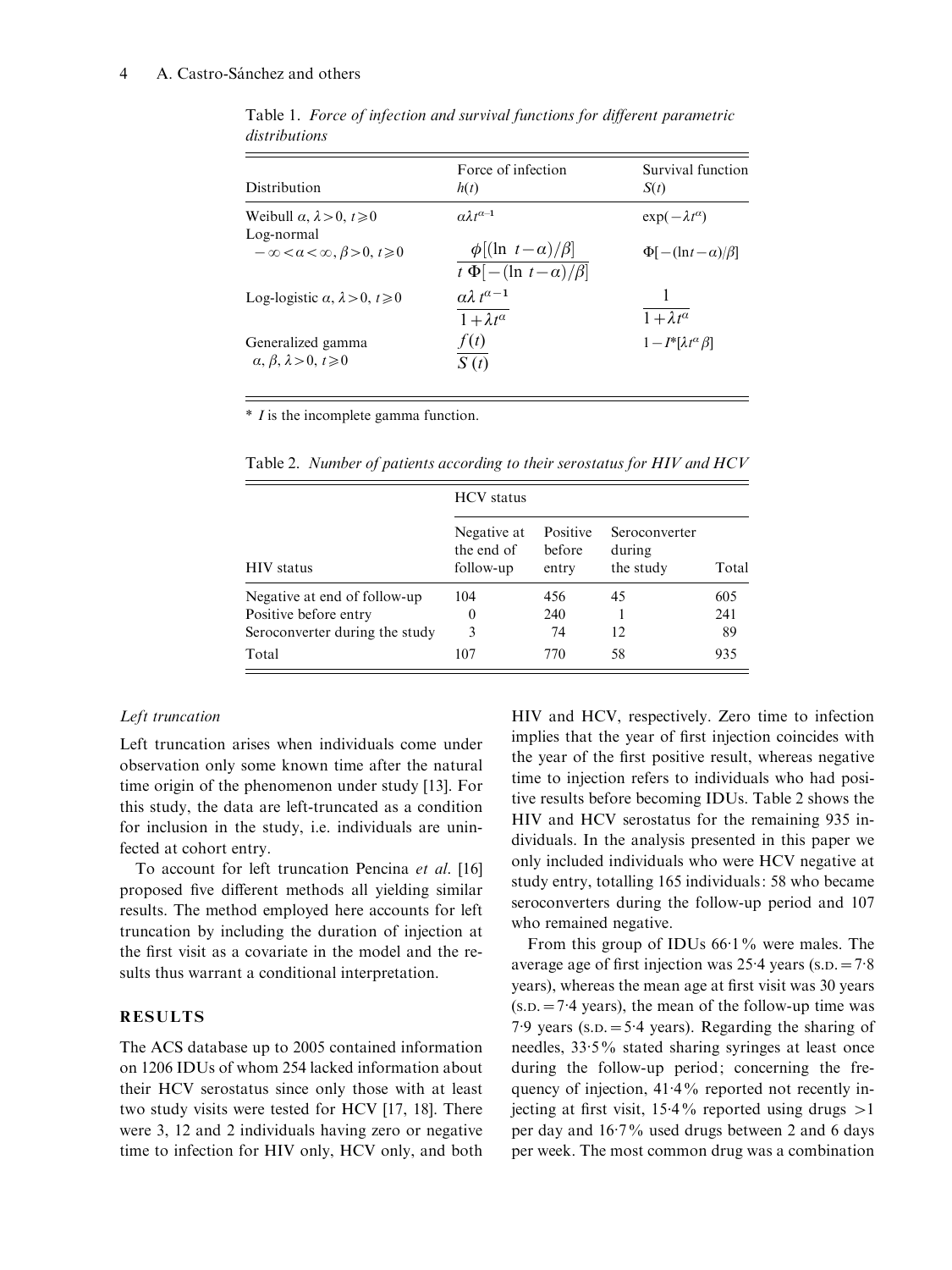Table 1. *Force of infection and survival functions for different parametric distributions*

| Distribution | Force of infection $h(t)$ | Survival function $S(t)$ |
|---|---|---|
| Weibull $\alpha, \lambda > 0, t \geqslant 0$ | $\alpha \lambda t^{\alpha-1}$ | $\exp(-\lambda t^{\alpha})$ |
| Log-normal $-\infty < \alpha < \infty, \beta > 0, t \geqslant 0$ | $\dfrac{\phi[(\ln\ t - \alpha)/\beta]}{t\ \Phi[-(\ln\ t - \alpha)/\beta]}$ | $\Phi[-(\ln t - \alpha)/\beta]$ |
| Log-logistic $\alpha, \lambda > 0, t \geqslant 0$ | $\dfrac{\alpha \lambda\ t^{\alpha-1}}{1 + \lambda t^{\alpha}}$ | $\dfrac{1}{1 + \lambda t^{\alpha}}$ |
| Generalized gamma $\alpha, \beta, \lambda > 0, t \geqslant 0$ | $\dfrac{f(t)}{S(t)}$ | $1 - I^{*}[\lambda t^{\alpha} \beta]$ |

\* $I$ is the incomplete gamma function.

Table 2. *Number of patients according to their serostatus for HIV and HCV*

| | HCV status | | | |
|---|---|---|---|---|
| HIV status | Negative at the end of follow-up | Positive before entry | Seroconverter during the study | Total |
| Negative at end of follow-up | 104 | 456 | 45 | 605 |
| Positive before entry | 0 | 240 | 1 | 241 |
| Seroconverter during the study | 3 | 74 | 12 | 89 |
| Total | 107 | 770 | 58 | 935 |

### *Left truncation*

Left truncation arises when individuals come under observation only some known time after the natural time origin of the phenomenon under study [13]. For this study, the data are left-truncated as a condition for inclusion in the study, i.e. individuals are uninfected at cohort entry.

To account for left truncation Pencina *et al.* [16] proposed five different methods all yielding similar results. The method employed here accounts for left truncation by including the duration of injection at the first visit as a covariate in the model and the results thus warrant a conditional interpretation.

## RESULTS

The ACS database up to 2005 contained information on 1206 IDUs of whom 254 lacked information about their HCV serostatus since only those with at least two study visits were tested for HCV [17, 18]. There were 3, 12 and 2 individuals having zero or negative time to infection for HIV only, HCV only, and both HIV and HCV, respectively. Zero time to infection implies that the year of first injection coincides with the year of the first positive result, whereas negative time to injection refers to individuals who had positive results before becoming IDUs. Table 2 shows the HIV and HCV serostatus for the remaining 935 individuals. In the analysis presented in this paper we only included individuals who were HCV negative at study entry, totalling 165 individuals: 58 who became seroconverters during the follow-up period and 107 who remained negative.

From this group of IDUs 66·1% were males. The average age of first injection was 25·4 years (S.D. = 7·8 years), whereas the mean age at first visit was 30 years (S.D. = 7·4 years), the mean of the follow-up time was 7·9 years (S.D. = 5·4 years). Regarding the sharing of needles, 33·5% stated sharing syringes at least once during the follow-up period; concerning the frequency of injection, 41·4% reported not recently injecting at first visit, 15·4% reported using drugs >1 per day and 16·7% used drugs between 2 and 6 days per week. The most common drug was a combination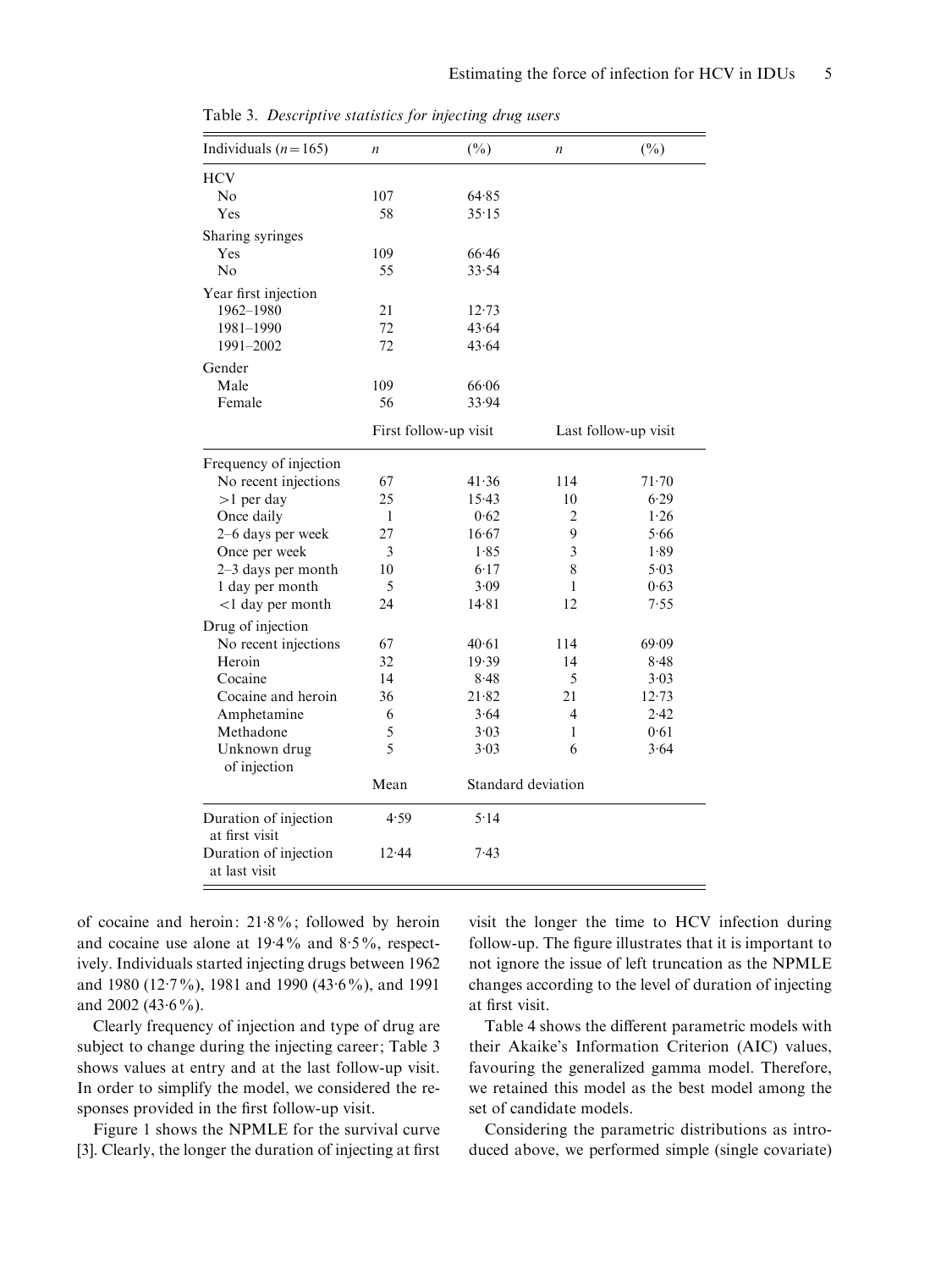Table 3. *Descriptive statistics for injecting drug users*

| Individuals ($n=165$) | $n$ | (%) | $n$ | (%) |
|---|---|---|---|---|
| HCV | | | | |
| No | 107 | 64·85 | | |
| Yes | 58 | 35·15 | | |
| Sharing syringes | | | | |
| Yes | 109 | 66·46 | | |
| No | 55 | 33·54 | | |
| Year first injection | | | | |
| 1962–1980 | 21 | 12·73 | | |
| 1981–1990 | 72 | 43·64 | | |
| 1991–2002 | 72 | 43·64 | | |
| Gender | | | | |
| Male | 109 | 66·06 | | |
| Female | 56 | 33·94 | | |
| | First follow-up visit | | Last follow-up visit | |
| Frequency of injection | | | | |
| No recent injections | 67 | 41·36 | 114 | 71·70 |
| >1 per day | 25 | 15·43 | 10 | 6·29 |
| Once daily | 1 | 0·62 | 2 | 1·26 |
| 2–6 days per week | 27 | 16·67 | 9 | 5·66 |
| Once per week | 3 | 1·85 | 3 | 1·89 |
| 2–3 days per month | 10 | 6·17 | 8 | 5·03 |
| 1 day per month | 5 | 3·09 | 1 | 0·63 |
| <1 day per month | 24 | 14·81 | 12 | 7·55 |
| Drug of injection | | | | |
| No recent injections | 67 | 40·61 | 114 | 69·09 |
| Heroin | 32 | 19·39 | 14 | 8·48 |
| Cocaine | 14 | 8·48 | 5 | 3·03 |
| Cocaine and heroin | 36 | 21·82 | 21 | 12·73 |
| Amphetamine | 6 | 3·64 | 4 | 2·42 |
| Methadone | 5 | 3·03 | 1 | 0·61 |
| Unknown drug of injection | 5 | 3·03 | 6 | 3·64 |
| | Mean | Standard deviation | | |
| Duration of injection at first visit | 4·59 | 5·14 | | |
| Duration of injection at last visit | 12·44 | 7·43 | | |

of cocaine and heroin: 21·8%; followed by heroin and cocaine use alone at 19·4% and 8·5%, respectively. Individuals started injecting drugs between 1962 and 1980 (12·7%), 1981 and 1990 (43·6%), and 1991 and 2002 (43·6%).

Clearly frequency of injection and type of drug are subject to change during the injecting career; Table 3 shows values at entry and at the last follow-up visit. In order to simplify the model, we considered the responses provided in the first follow-up visit.

Figure 1 shows the NPMLE for the survival curve [3]. Clearly, the longer the duration of injecting at first visit the longer the time to HCV infection during follow-up. The figure illustrates that it is important to not ignore the issue of left truncation as the NPMLE changes according to the level of duration of injecting at first visit.

Table 4 shows the different parametric models with their Akaike's Information Criterion (AIC) values, favouring the generalized gamma model. Therefore, we retained this model as the best model among the set of candidate models.

Considering the parametric distributions as introduced above, we performed simple (single covariate)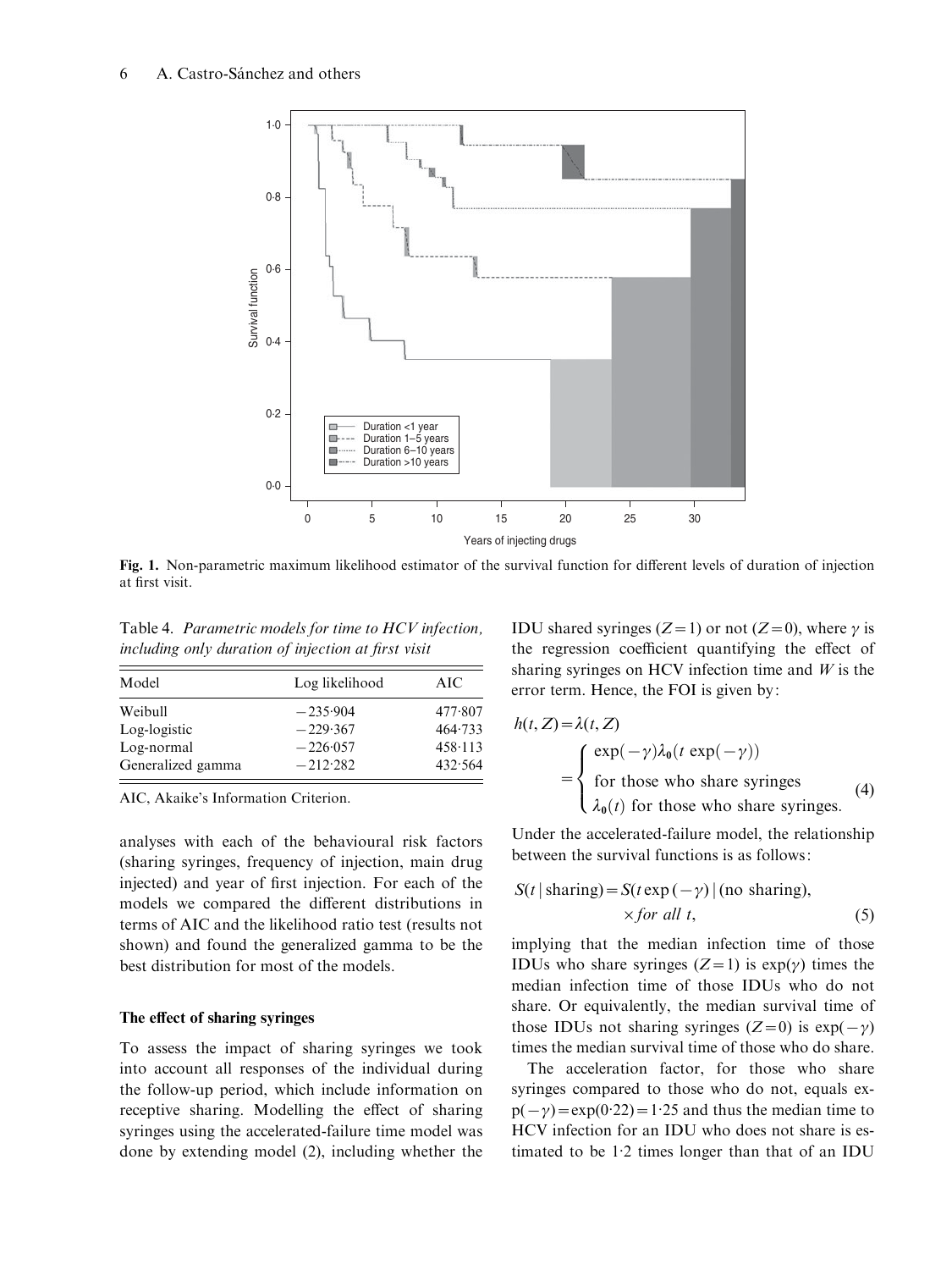**Fig. 1.** Non-parametric maximum likelihood estimator of the survival function for different levels of duration of injection at first visit.

Table 4. *Parametric models for time to HCV infection, including only duration of injection at first visit*

| Model | Log likelihood | AIC |
|---|---|---|
| Weibull | −235·904 | 477·807 |
| Log-logistic | −229·367 | 464·733 |
| Log-normal | −226·057 | 458·113 |
| Generalized gamma | −212·282 | 432·564 |

AIC, Akaike's Information Criterion.

analyses with each of the behavioural risk factors (sharing syringes, frequency of injection, main drug injected) and year of first injection. For each of the models we compared the different distributions in terms of AIC and the likelihood ratio test (results not shown) and found the generalized gamma to be the best distribution for most of the models.

### The effect of sharing syringes

To assess the impact of sharing syringes we took into account all responses of the individual during the follow-up period, which include information on receptive sharing. Modelling the effect of sharing syringes using the accelerated-failure time model was done by extending model (2), including whether the IDU shared syringes ($Z=1$) or not ($Z=0$), where $\gamma$ is the regression coefficient quantifying the effect of sharing syringes on HCV infection time and $W$ is the error term. Hence, the FOI is given by:

$$h(t, Z) = \lambda(t, Z) = \begin{cases} \exp(-\gamma)\lambda_0(t\exp(-\gamma)) \\ \text{for those who share syringes} \\ \lambda_0(t) \text{ for those who share syringes.} \end{cases} \quad (4)$$

Under the accelerated-failure model, the relationship between the survival functions is as follows:

$$S(t \mid \text{sharing}) = S(t\exp(-\gamma) \mid (\text{no sharing}), \times \textit{for all } t, \quad (5)$$

implying that the median infection time of those IDUs who share syringes ($Z=1$) is $\exp(\gamma)$ times the median infection time of those IDUs who do not share. Or equivalently, the median survival time of those IDUs not sharing syringes ($Z=0$) is $\exp(-\gamma)$ times the median survival time of those who do share.

The acceleration factor, for those who share syringes compared to those who do not, equals $\exp(-\gamma) = \exp(0{\cdot}22) = 1{\cdot}25$ and thus the median time to HCV infection for an IDU who does not share is estimated to be 1·2 times longer than that of an IDU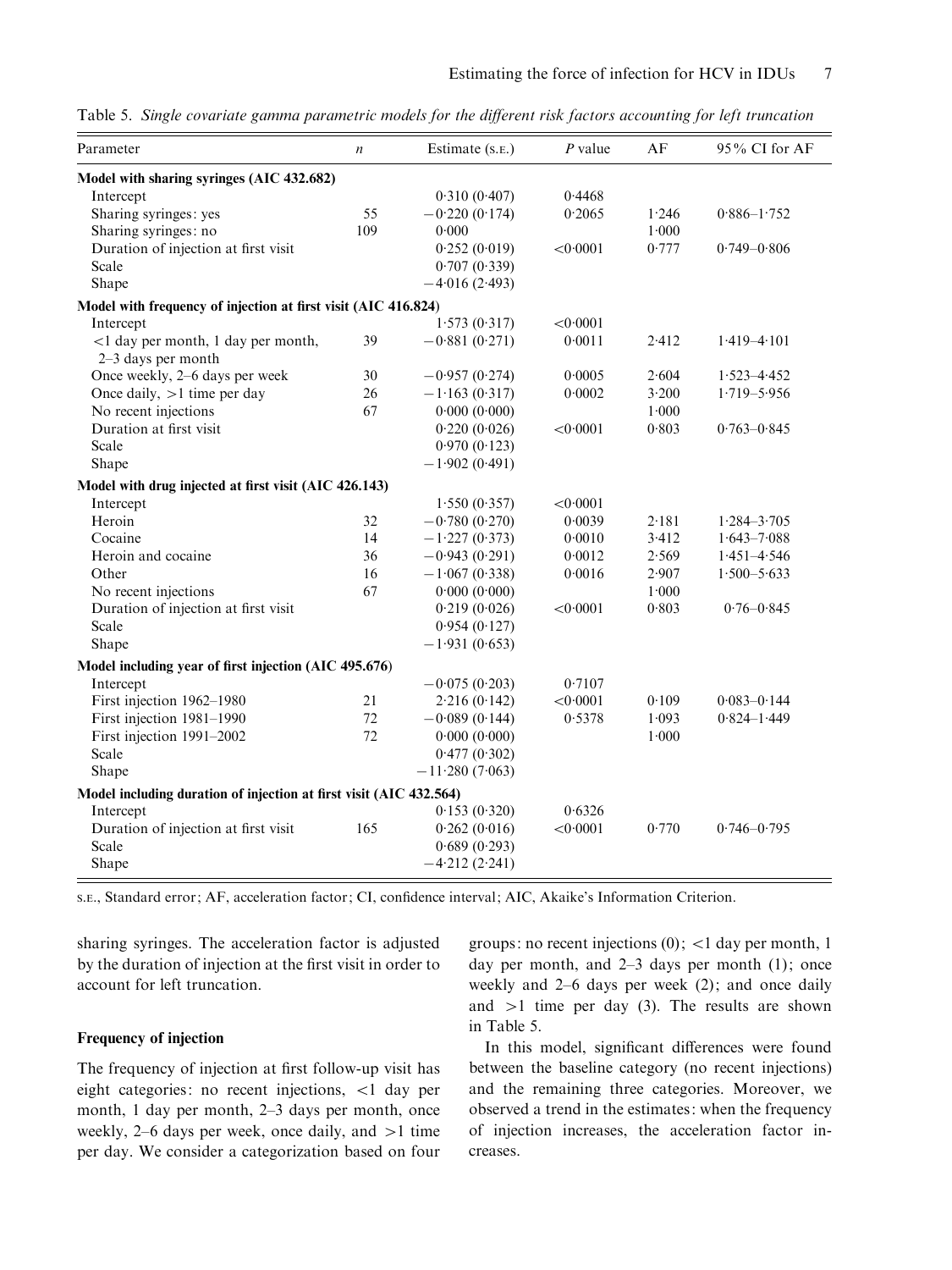Table 5. *Single covariate gamma parametric models for the different risk factors accounting for left truncation*

| Parameter | *n* | Estimate (S.E.) | *P* value | AF | 95% CI for AF |
|---|---|---|---|---|---|
| **Model with sharing syringes (AIC 432.682)** | | | | | |
| Intercept | | 0·310 (0·407) | 0·4468 | | |
| Sharing syringes: yes | 55 | −0·220 (0·174) | 0·2065 | 1·246 | 0·886–1·752 |
| Sharing syringes: no | 109 | 0·000 | | 1·000 | |
| Duration of injection at first visit | | 0·252 (0·019) | <0·0001 | 0·777 | 0·749–0·806 |
| Scale | | 0·707 (0·339) | | | |
| Shape | | −4·016 (2·493) | | | |
| **Model with frequency of injection at first visit (AIC 416.824)** | | | | | |
| Intercept | | 1·573 (0·317) | <0·0001 | | |
| <1 day per month, 1 day per month, 2–3 days per month | 39 | −0·881 (0·271) | 0·0011 | 2·412 | 1·419–4·101 |
| Once weekly, 2–6 days per week | 30 | −0·957 (0·274) | 0·0005 | 2·604 | 1·523–4·452 |
| Once daily, >1 time per day | 26 | −1·163 (0·317) | 0·0002 | 3·200 | 1·719–5·956 |
| No recent injections | 67 | 0·000 (0·000) | | 1·000 | |
| Duration at first visit | | 0·220 (0·026) | <0·0001 | 0·803 | 0·763–0·845 |
| Scale | | 0·970 (0·123) | | | |
| Shape | | −1·902 (0·491) | | | |
| **Model with drug injected at first visit (AIC 426.143)** | | | | | |
| Intercept | | 1·550 (0·357) | <0·0001 | | |
| Heroin | 32 | −0·780 (0·270) | 0·0039 | 2·181 | 1·284–3·705 |
| Cocaine | 14 | −1·227 (0·373) | 0·0010 | 3·412 | 1·643–7·088 |
| Heroin and cocaine | 36 | −0·943 (0·291) | 0·0012 | 2·569 | 1·451–4·546 |
| Other | 16 | −1·067 (0·338) | 0·0016 | 2·907 | 1·500–5·633 |
| No recent injections | 67 | 0·000 (0·000) | | 1·000 | |
| Duration of injection at first visit | | 0·219 (0·026) | <0·0001 | 0·803 | 0·76–0·845 |
| Scale | | 0·954 (0·127) | | | |
| Shape | | −1·931 (0·653) | | | |
| **Model including year of first injection (AIC 495.676)** | | | | | |
| Intercept | | −0·075 (0·203) | 0·7107 | | |
| First injection 1962–1980 | 21 | 2·216 (0·142) | <0·0001 | 0·109 | 0·083–0·144 |
| First injection 1981–1990 | 72 | −0·089 (0·144) | 0·5378 | 1·093 | 0·824–1·449 |
| First injection 1991–2002 | 72 | 0·000 (0·000) | | 1·000 | |
| Scale | | 0·477 (0·302) | | | |
| Shape | | −11·280 (7·063) | | | |
| **Model including duration of injection at first visit (AIC 432.564)** | | | | | |
| Intercept | | 0·153 (0·320) | 0·6326 | | |
| Duration of injection at first visit | 165 | 0·262 (0·016) | <0·0001 | 0·770 | 0·746–0·795 |
| Scale | | 0·689 (0·293) | | | |
| Shape | | −4·212 (2·241) | | | |

S.E., Standard error; AF, acceleration factor; CI, confidence interval; AIC, Akaike's Information Criterion.

sharing syringes. The acceleration factor is adjusted by the duration of injection at the first visit in order to account for left truncation.

### Frequency of injection

The frequency of injection at first follow-up visit has eight categories: no recent injections, <1 day per month, 1 day per month, 2–3 days per month, once weekly, 2–6 days per week, once daily, and >1 time per day. We consider a categorization based on four groups: no recent injections (0); <1 day per month, 1 day per month, and 2–3 days per month (1); once weekly and 2–6 days per week (2); and once daily and >1 time per day (3). The results are shown in Table 5.

In this model, significant differences were found between the baseline category (no recent injections) and the remaining three categories. Moreover, we observed a trend in the estimates: when the frequency of injection increases, the acceleration factor increases.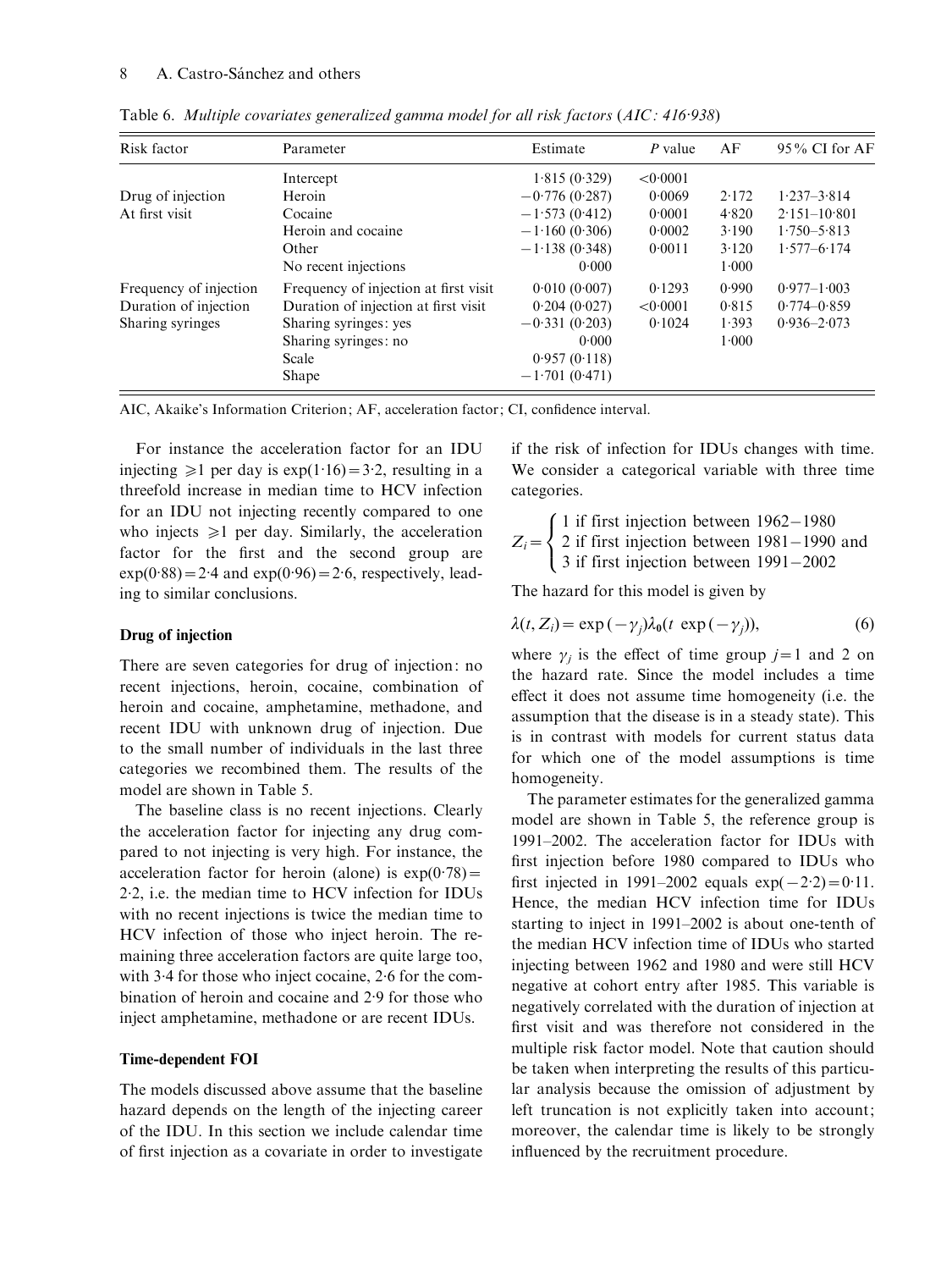Table 6. *Multiple covariates generalized gamma model for all risk factors (AIC: 416·938)*

| Risk factor | Parameter | Estimate | *P* value | AF | 95% CI for AF |
|---|---|---|---|---|---|
| | Intercept | 1·815 (0·329) | <0·0001 | | |
| Drug of injection | Heroin | −0·776 (0·287) | 0·0069 | 2·172 | 1·237–3·814 |
| At first visit | Cocaine | −1·573 (0·412) | 0·0001 | 4·820 | 2·151–10·801 |
| | Heroin and cocaine | −1·160 (0·306) | 0·0002 | 3·190 | 1·750–5·813 |
| | Other | −1·138 (0·348) | 0·0011 | 3·120 | 1·577–6·174 |
| | No recent injections | 0·000 | | 1·000 | |
| Frequency of injection | Frequency of injection at first visit | 0·010 (0·007) | 0·1293 | 0·990 | 0·977–1·003 |
| Duration of injection | Duration of injection at first visit | 0·204 (0·027) | <0·0001 | 0·815 | 0·774–0·859 |
| Sharing syringes | Sharing syringes: yes | −0·331 (0·203) | 0·1024 | 1·393 | 0·936–2·073 |
| | Sharing syringes: no | 0·000 | | 1·000 | |
| | Scale | 0·957 (0·118) | | | |
| | Shape | −1·701 (0·471) | | | |

AIC, Akaike's Information Criterion; AF, acceleration factor; CI, confidence interval.

For instance the acceleration factor for an IDU injecting $\geqslant 1$ per day is $\exp(1{\cdot}16)=3{\cdot}2$, resulting in a threefold increase in median time to HCV infection for an IDU not injecting recently compared to one who injects $\geqslant 1$ per day. Similarly, the acceleration factor for the first and the second group are $\exp(0{\cdot}88)=2{\cdot}4$ and $\exp(0{\cdot}96)=2{\cdot}6$, respectively, leading to similar conclusions.

### Drug of injection

There are seven categories for drug of injection: no recent injections, heroin, cocaine, combination of heroin and cocaine, amphetamine, methadone, and recent IDU with unknown drug of injection. Due to the small number of individuals in the last three categories we recombined them. The results of the model are shown in Table 5.

The baseline class is no recent injections. Clearly the acceleration factor for injecting any drug compared to not injecting is very high. For instance, the acceleration factor for heroin (alone) is $\exp(0{\cdot}78)=2{\cdot}2$, i.e. the median time to HCV infection for IDUs with no recent injections is twice the median time to HCV infection of those who inject heroin. The remaining three acceleration factors are quite large too, with 3·4 for those who inject cocaine, 2·6 for the combination of heroin and cocaine and 2·9 for those who inject amphetamine, methadone or are recent IDUs.

### Time-dependent FOI

The models discussed above assume that the baseline hazard depends on the length of the injecting career of the IDU. In this section we include calendar time of first injection as a covariate in order to investigate if the risk of infection for IDUs changes with time. We consider a categorical variable with three time categories.

$$Z_i = \begin{cases} 1 \text{ if first injection between } 1962-1980 \\ 2 \text{ if first injection between } 1981-1990 \text{ and} \\ 3 \text{ if first injection between } 1991-2002 \end{cases}$$

The hazard for this model is given by

$$\lambda(t, Z_i) = \exp(-\gamma_j)\lambda_0(t\ \exp(-\gamma_j)), \tag{6}$$

where $\gamma_j$ is the effect of time group $j=1$ and 2 on the hazard rate. Since the model includes a time effect it does not assume time homogeneity (i.e. the assumption that the disease is in a steady state). This is in contrast with models for current status data for which one of the model assumptions is time homogeneity.

The parameter estimates for the generalized gamma model are shown in Table 5, the reference group is 1991–2002. The acceleration factor for IDUs with first injection before 1980 compared to IDUs who first injected in 1991–2002 equals $\exp(-2{\cdot}2)=0{\cdot}11$. Hence, the median HCV infection time for IDUs starting to inject in 1991–2002 is about one-tenth of the median HCV infection time of IDUs who started injecting between 1962 and 1980 and were still HCV negative at cohort entry after 1985. This variable is negatively correlated with the duration of injection at first visit and was therefore not considered in the multiple risk factor model. Note that caution should be taken when interpreting the results of this particular analysis because the omission of adjustment by left truncation is not explicitly taken into account; moreover, the calendar time is likely to be strongly influenced by the recruitment procedure.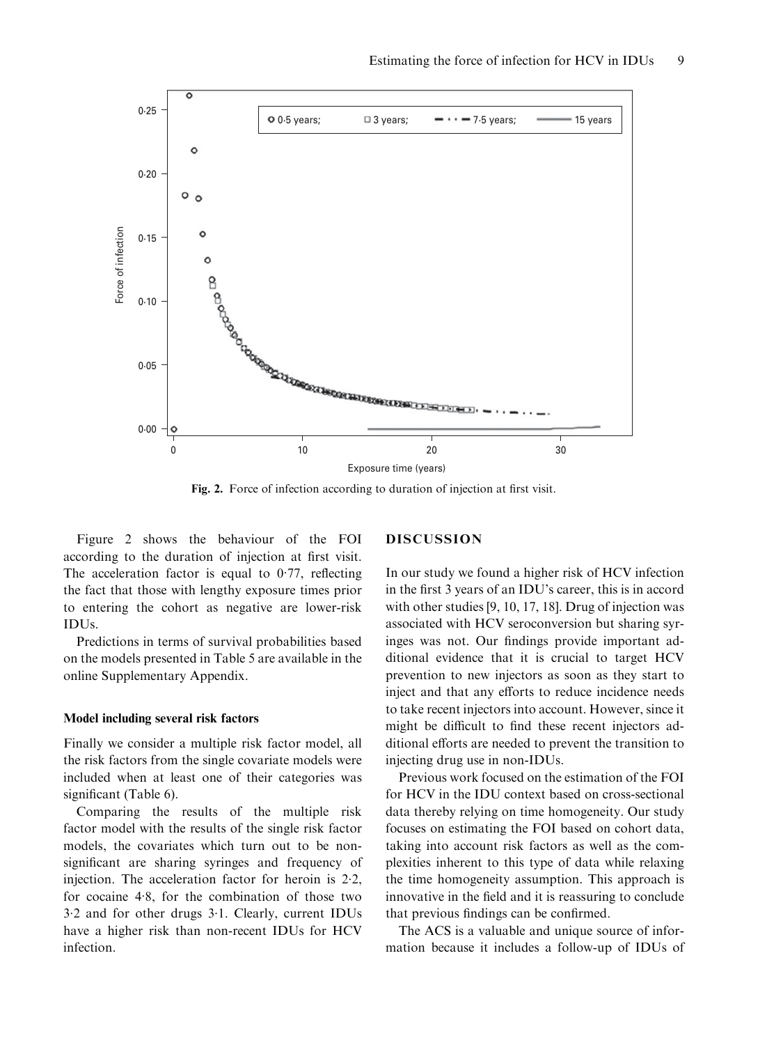**Fig. 2.** Force of infection according to duration of injection at first visit.

Figure 2 shows the behaviour of the FOI according to the duration of injection at first visit. The acceleration factor is equal to 0·77, reflecting the fact that those with lengthy exposure times prior to entering the cohort as negative are lower-risk IDUs.

Predictions in terms of survival probabilities based on the models presented in Table 5 are available in the online Supplementary Appendix.

### Model including several risk factors

Finally we consider a multiple risk factor model, all the risk factors from the single covariate models were included when at least one of their categories was significant (Table 6).

Comparing the results of the multiple risk factor model with the results of the single risk factor models, the covariates which turn out to be non-significant are sharing syringes and frequency of injection. The acceleration factor for heroin is 2·2, for cocaine 4·8, for the combination of those two 3·2 and for other drugs 3·1. Clearly, current IDUs have a higher risk than non-recent IDUs for HCV infection.

## DISCUSSION

In our study we found a higher risk of HCV infection in the first 3 years of an IDU's career, this is in accord with other studies [9, 10, 17, 18]. Drug of injection was associated with HCV seroconversion but sharing syringes was not. Our findings provide important additional evidence that it is crucial to target HCV prevention to new injectors as soon as they start to inject and that any efforts to reduce incidence needs to take recent injectors into account. However, since it might be difficult to find these recent injectors additional efforts are needed to prevent the transition to injecting drug use in non-IDUs.

Previous work focused on the estimation of the FOI for HCV in the IDU context based on cross-sectional data thereby relying on time homogeneity. Our study focuses on estimating the FOI based on cohort data, taking into account risk factors as well as the complexities inherent to this type of data while relaxing the time homogeneity assumption. This approach is innovative in the field and it is reassuring to conclude that previous findings can be confirmed.

The ACS is a valuable and unique source of information because it includes a follow-up of IDUs of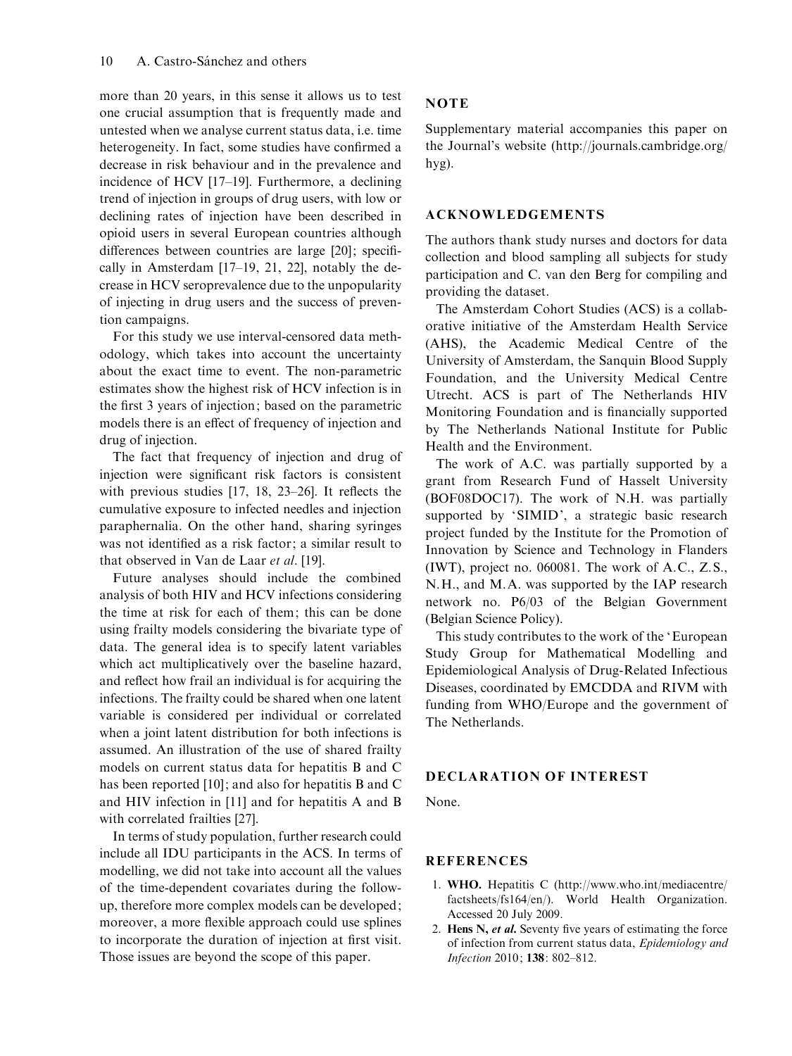more than 20 years, in this sense it allows us to test one crucial assumption that is frequently made and untested when we analyse current status data, i.e. time heterogeneity. In fact, some studies have confirmed a decrease in risk behaviour and in the prevalence and incidence of HCV [17–19]. Furthermore, a declining trend of injection in groups of drug users, with low or declining rates of injection have been described in opioid users in several European countries although differences between countries are large [20]; specifically in Amsterdam [17–19, 21, 22], notably the decrease in HCV seroprevalence due to the unpopularity of injecting in drug users and the success of prevention campaigns.

For this study we use interval-censored data methodology, which takes into account the uncertainty about the exact time to event. The non-parametric estimates show the highest risk of HCV infection is in the first 3 years of injection; based on the parametric models there is an effect of frequency of injection and drug of injection.

The fact that frequency of injection and drug of injection were significant risk factors is consistent with previous studies [17, 18, 23–26]. It reflects the cumulative exposure to infected needles and injection paraphernalia. On the other hand, sharing syringes was not identified as a risk factor; a similar result to that observed in Van de Laar *et al*. [19].

Future analyses should include the combined analysis of both HIV and HCV infections considering the time at risk for each of them; this can be done using frailty models considering the bivariate type of data. The general idea is to specify latent variables which act multiplicatively over the baseline hazard, and reflect how frail an individual is for acquiring the infections. The frailty could be shared when one latent variable is considered per individual or correlated when a joint latent distribution for both infections is assumed. An illustration of the use of shared frailty models on current status data for hepatitis B and C has been reported [10]; and also for hepatitis B and C and HIV infection in [11] and for hepatitis A and B with correlated frailties [27].

In terms of study population, further research could include all IDU participants in the ACS. In terms of modelling, we did not take into account all the values of the time-dependent covariates during the follow-up, therefore more complex models can be developed; moreover, a more flexible approach could use splines to incorporate the duration of injection at first visit. Those issues are beyond the scope of this paper.

## NOTE

Supplementary material accompanies this paper on the Journal's website (http://journals.cambridge.org/hyg).

## ACKNOWLEDGEMENTS

The authors thank study nurses and doctors for data collection and blood sampling all subjects for study participation and C. van den Berg for compiling and providing the dataset.

The Amsterdam Cohort Studies (ACS) is a collaborative initiative of the Amsterdam Health Service (AHS), the Academic Medical Centre of the University of Amsterdam, the Sanquin Blood Supply Foundation, and the University Medical Centre Utrecht. ACS is part of The Netherlands HIV Monitoring Foundation and is financially supported by The Netherlands National Institute for Public Health and the Environment.

The work of A.C. was partially supported by a grant from Research Fund of Hasselt University (BOF08DOC17). The work of N.H. was partially supported by 'SIMID', a strategic basic research project funded by the Institute for the Promotion of Innovation by Science and Technology in Flanders (IWT), project no. 060081. The work of A.C., Z.S., N.H., and M.A. was supported by the IAP research network no. P6/03 of the Belgian Government (Belgian Science Policy).

This study contributes to the work of the 'European Study Group for Mathematical Modelling and Epidemiological Analysis of Drug-Related Infectious Diseases, coordinated by EMCDDA and RIVM with funding from WHO/Europe and the government of The Netherlands.

## DECLARATION OF INTEREST

None.

## REFERENCES

1. **WHO.** Hepatitis C (http://www.who.int/mediacentre/factsheets/fs164/en/). World Health Organization. Accessed 20 July 2009.
2. **Hens N, *et al.*** Seventy five years of estimating the force of infection from current status data, *Epidemiology and Infection* 2010; **138**: 802–812.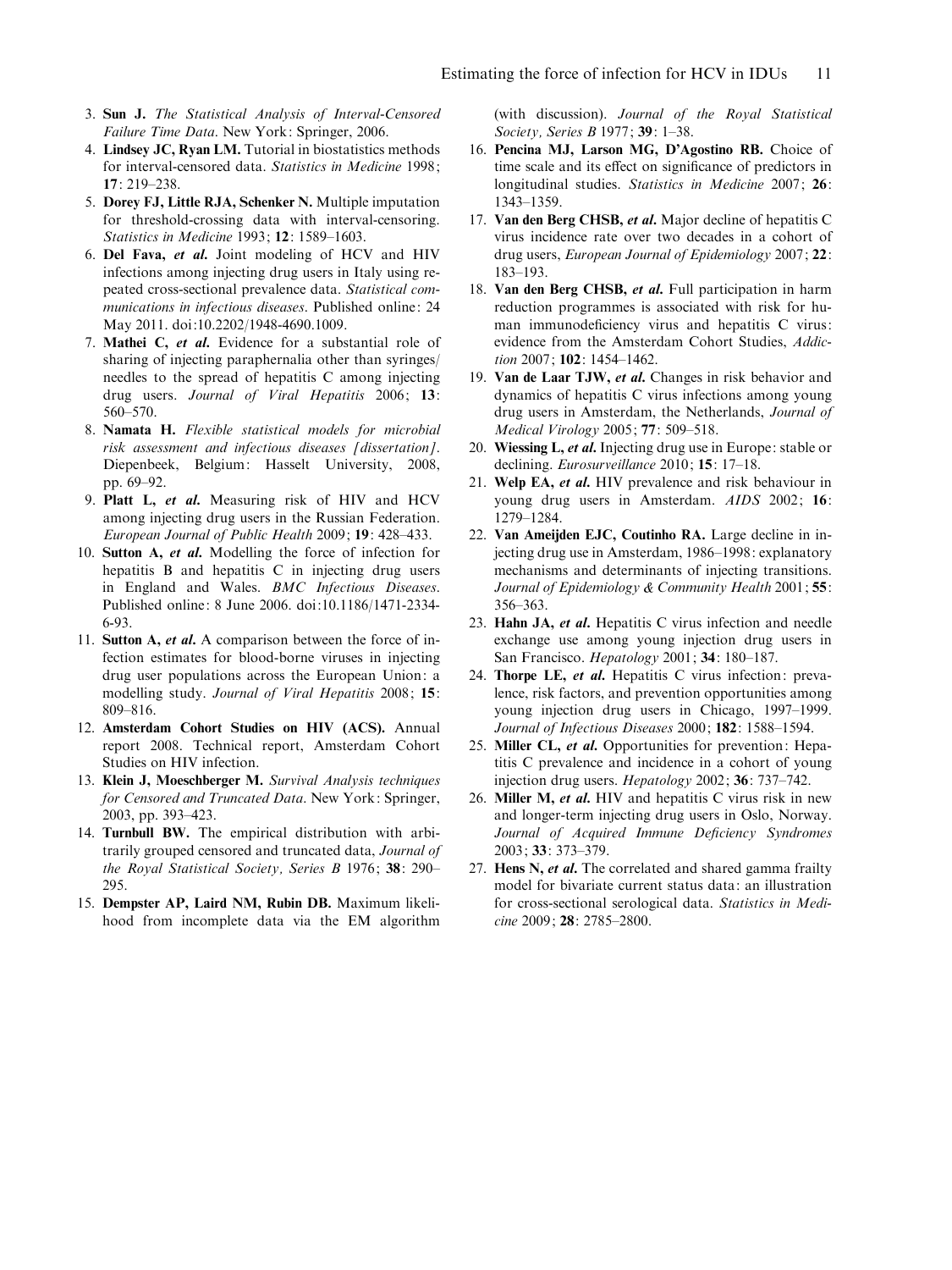3. **Sun J.** *The Statistical Analysis of Interval-Censored Failure Time Data*. New York: Springer, 2006.
4. **Lindsey JC, Ryan LM.** Tutorial in biostatistics methods for interval-censored data. *Statistics in Medicine* 1998; **17**: 219–238.
5. **Dorey FJ, Little RJA, Schenker N.** Multiple imputation for threshold-crossing data with interval-censoring. *Statistics in Medicine* 1993; **12**: 1589–1603.
6. **Del Fava,** ***et al.*** Joint modeling of HCV and HIV infections among injecting drug users in Italy using repeated cross-sectional prevalence data. *Statistical communications in infectious diseases*. Published online: 24 May 2011. doi:10.2202/1948-4690.1009.
7. **Mathei C,** ***et al.*** Evidence for a substantial role of sharing of injecting paraphernalia other than syringes/needles to the spread of hepatitis C among injecting drug users. *Journal of Viral Hepatitis* 2006; **13**: 560–570.
8. **Namata H.** *Flexible statistical models for microbial risk assessment and infectious diseases [dissertation]*. Diepenbeek, Belgium: Hasselt University, 2008, pp. 69–92.
9. **Platt L,** ***et al.*** Measuring risk of HIV and HCV among injecting drug users in the Russian Federation. *European Journal of Public Health* 2009; **19**: 428–433.
10. **Sutton A,** ***et al.*** Modelling the force of infection for hepatitis B and hepatitis C in injecting drug users in England and Wales. *BMC Infectious Diseases*. Published online: 8 June 2006. doi:10.1186/1471-2334-6-93.
11. **Sutton A,** ***et al.*** A comparison between the force of infection estimates for blood-borne viruses in injecting drug user populations across the European Union: a modelling study. *Journal of Viral Hepatitis* 2008; **15**: 809–816.
12. **Amsterdam Cohort Studies on HIV (ACS).** Annual report 2008. Technical report, Amsterdam Cohort Studies on HIV infection.
13. **Klein J, Moeschberger M.** *Survival Analysis techniques for Censored and Truncated Data*. New York: Springer, 2003, pp. 393–423.
14. **Turnbull BW.** The empirical distribution with arbitrarily grouped censored and truncated data, *Journal of the Royal Statistical Society, Series B* 1976; **38**: 290–295.
15. **Dempster AP, Laird NM, Rubin DB.** Maximum likelihood from incomplete data via the EM algorithm (with discussion). *Journal of the Royal Statistical Society, Series B* 1977; **39**: 1–38.
16. **Pencina MJ, Larson MG, D'Agostino RB.** Choice of time scale and its effect on significance of predictors in longitudinal studies. *Statistics in Medicine* 2007; **26**: 1343–1359.
17. **Van den Berg CHSB,** ***et al.*** Major decline of hepatitis C virus incidence rate over two decades in a cohort of drug users, *European Journal of Epidemiology* 2007; **22**: 183–193.
18. **Van den Berg CHSB,** ***et al.*** Full participation in harm reduction programmes is associated with risk for human immunodeficiency virus and hepatitis C virus: evidence from the Amsterdam Cohort Studies, *Addiction* 2007; **102**: 1454–1462.
19. **Van de Laar TJW,** ***et al.*** Changes in risk behavior and dynamics of hepatitis C virus infections among young drug users in Amsterdam, the Netherlands, *Journal of Medical Virology* 2005; **77**: 509–518.
20. **Wiessing L,** ***et al.*** Injecting drug use in Europe: stable or declining. *Eurosurveillance* 2010; **15**: 17–18.
21. **Welp EA,** ***et al.*** HIV prevalence and risk behaviour in young drug users in Amsterdam. *AIDS* 2002; **16**: 1279–1284.
22. **Van Ameijden EJC, Coutinho RA.** Large decline in injecting drug use in Amsterdam, 1986–1998: explanatory mechanisms and determinants of injecting transitions. *Journal of Epidemiology & Community Health* 2001; **55**: 356–363.
23. **Hahn JA,** ***et al.*** Hepatitis C virus infection and needle exchange use among young injection drug users in San Francisco. *Hepatology* 2001; **34**: 180–187.
24. **Thorpe LE,** ***et al.*** Hepatitis C virus infection: prevalence, risk factors, and prevention opportunities among young injection drug users in Chicago, 1997–1999. *Journal of Infectious Diseases* 2000; **182**: 1588–1594.
25. **Miller CL,** ***et al.*** Opportunities for prevention: Hepatitis C prevalence and incidence in a cohort of young injection drug users. *Hepatology* 2002; **36**: 737–742.
26. **Miller M,** ***et al.*** HIV and hepatitis C virus risk in new and longer-term injecting drug users in Oslo, Norway. *Journal of Acquired Immune Deficiency Syndromes* 2003; **33**: 373–379.
27. **Hens N,** ***et al.*** The correlated and shared gamma frailty model for bivariate current status data: an illustration for cross-sectional serological data. *Statistics in Medicine* 2009; **28**: 2785–2800.